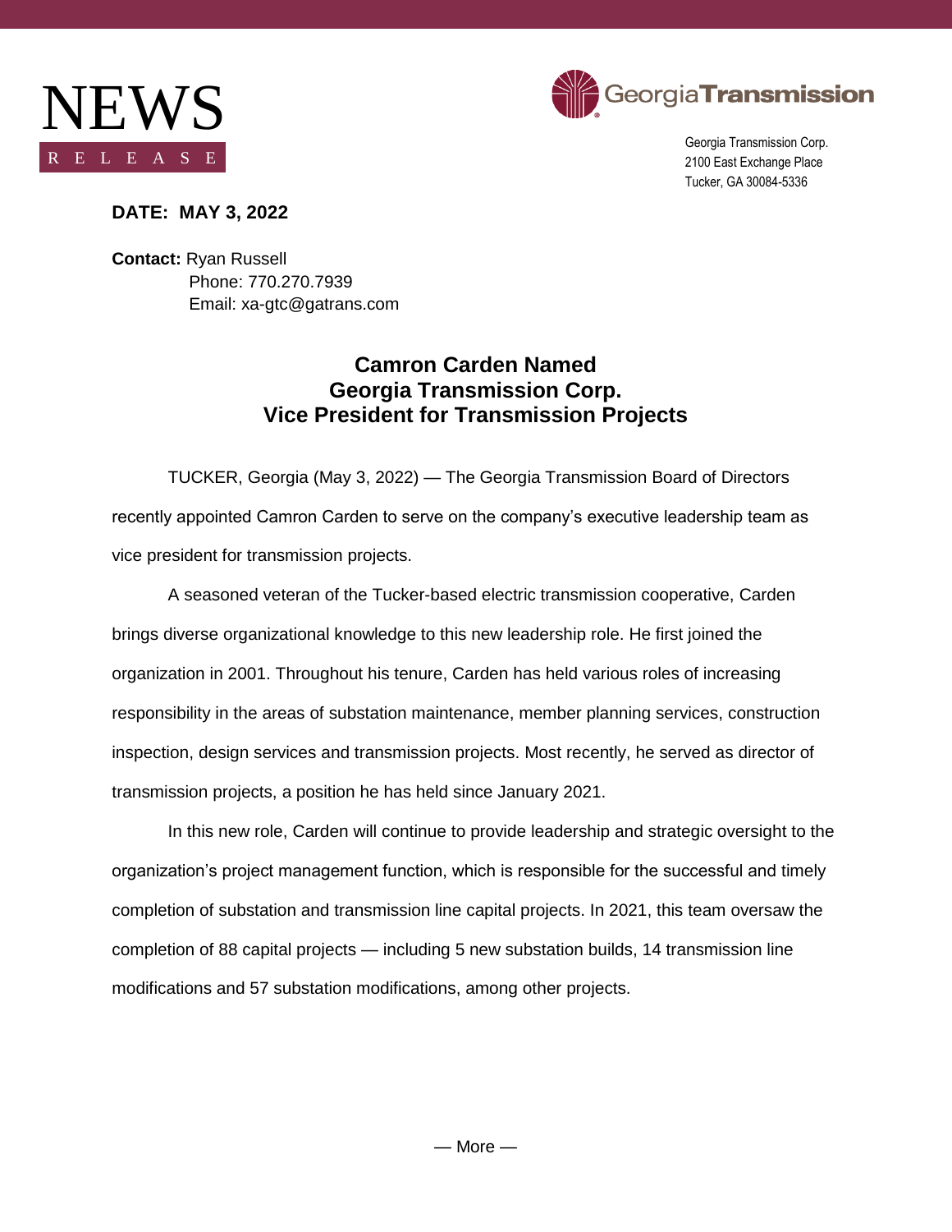# NEWS RELEASE

**Georgia Transmission**

Georgia Transmission Corp.
2100 East Exchange Place
Tucker, GA 30084-5336

**DATE: MAY 3, 2022**

**Contact:** Ryan Russell
Phone: 770.270.7939
Email: xa-gtc@gatrans.com

## Camron Carden Named Georgia Transmission Corp. Vice President for Transmission Projects

TUCKER, Georgia (May 3, 2022) — The Georgia Transmission Board of Directors recently appointed Camron Carden to serve on the company's executive leadership team as vice president for transmission projects.

A seasoned veteran of the Tucker-based electric transmission cooperative, Carden brings diverse organizational knowledge to this new leadership role. He first joined the organization in 2001. Throughout his tenure, Carden has held various roles of increasing responsibility in the areas of substation maintenance, member planning services, construction inspection, design services and transmission projects. Most recently, he served as director of transmission projects, a position he has held since January 2021.

In this new role, Carden will continue to provide leadership and strategic oversight to the organization's project management function, which is responsible for the successful and timely completion of substation and transmission line capital projects. In 2021, this team oversaw the completion of 88 capital projects — including 5 new substation builds, 14 transmission line modifications and 57 substation modifications, among other projects.

— More —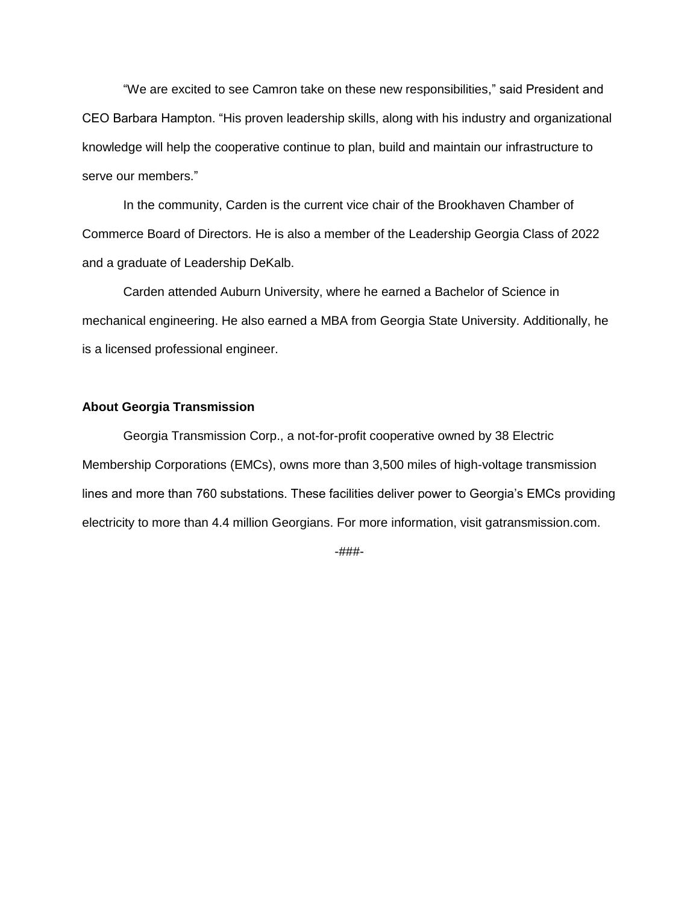"We are excited to see Camron take on these new responsibilities," said President and CEO Barbara Hampton. "His proven leadership skills, along with his industry and organizational knowledge will help the cooperative continue to plan, build and maintain our infrastructure to serve our members."

In the community, Carden is the current vice chair of the Brookhaven Chamber of Commerce Board of Directors. He is also a member of the Leadership Georgia Class of 2022 and a graduate of Leadership DeKalb.

Carden attended Auburn University, where he earned a Bachelor of Science in mechanical engineering. He also earned a MBA from Georgia State University. Additionally, he is a licensed professional engineer.

**About Georgia Transmission**

Georgia Transmission Corp., a not-for-profit cooperative owned by 38 Electric Membership Corporations (EMCs), owns more than 3,500 miles of high-voltage transmission lines and more than 760 substations. These facilities deliver power to Georgia's EMCs providing electricity to more than 4.4 million Georgians. For more information, visit gatransmission.com.

-###-